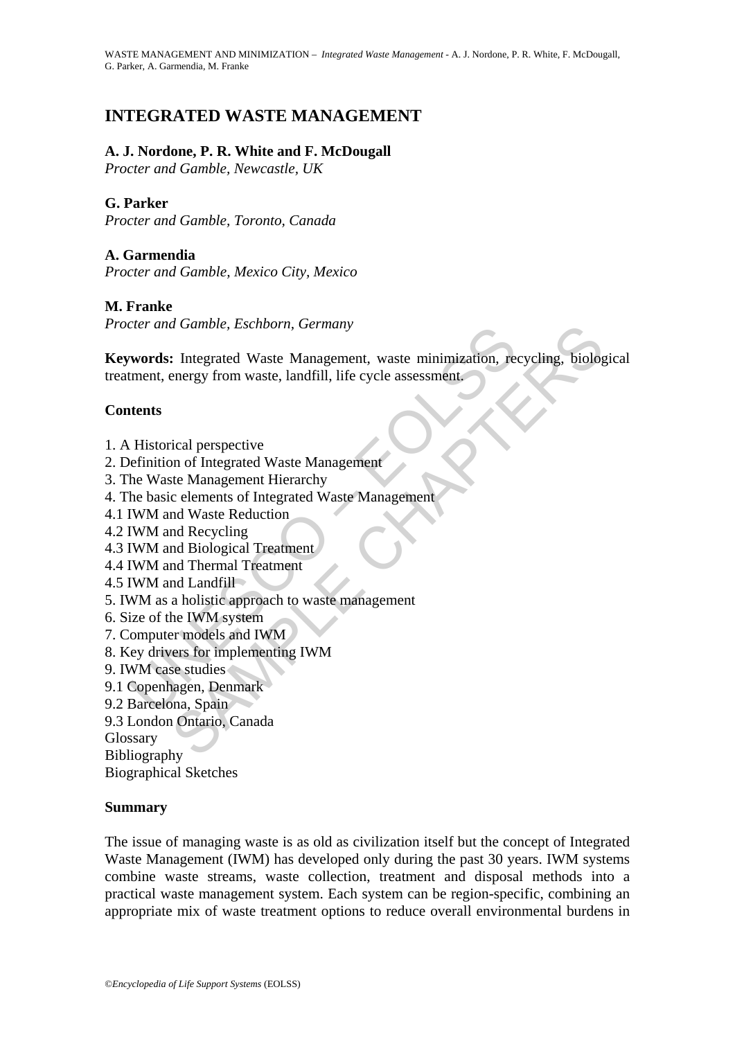# INTEGRATED WASTE MANAGEMENT

**A. J. Nordone, P. R. White and F. McDougall**
*Procter and Gamble, Newcastle, UK*

**G. Parker**
*Procter and Gamble, Toronto, Canada*

**A. Garmendia**
*Procter and Gamble, Mexico City, Mexico*

**M. Franke**
*Procter and Gamble, Eschborn, Germany*

**Keywords:** Integrated Waste Management, waste minimization, recycling, biological treatment, energy from waste, landfill, life cycle assessment.

## Contents

1. A Historical perspective
2. Definition of Integrated Waste Management
3. The Waste Management Hierarchy
4. The basic elements of Integrated Waste Management
4.1 IWM and Waste Reduction
4.2 IWM and Recycling
4.3 IWM and Biological Treatment
4.4 IWM and Thermal Treatment
4.5 IWM and Landfill
5. IWM as a holistic approach to waste management
6. Size of the IWM system
7. Computer models and IWM
8. Key drivers for implementing IWM
9. IWM case studies
9.1 Copenhagen, Denmark
9.2 Barcelona, Spain
9.3 London Ontario, Canada
Glossary
Bibliography
Biographical Sketches

## Summary

The issue of managing waste is as old as civilization itself but the concept of Integrated Waste Management (IWM) has developed only during the past 30 years. IWM systems combine waste streams, waste collection, treatment and disposal methods into a practical waste management system. Each system can be region-specific, combining an appropriate mix of waste treatment options to reduce overall environmental burdens in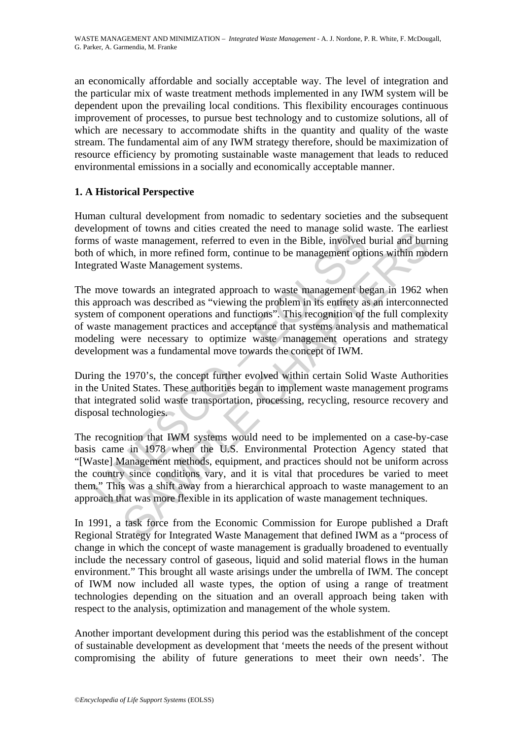an economically affordable and socially acceptable way. The level of integration and the particular mix of waste treatment methods implemented in any IWM system will be dependent upon the prevailing local conditions. This flexibility encourages continuous improvement of processes, to pursue best technology and to customize solutions, all of which are necessary to accommodate shifts in the quantity and quality of the waste stream. The fundamental aim of any IWM strategy therefore, should be maximization of resource efficiency by promoting sustainable waste management that leads to reduced environmental emissions in a socially and economically acceptable manner.

## 1. A Historical Perspective

Human cultural development from nomadic to sedentary societies and the subsequent development of towns and cities created the need to manage solid waste. The earliest forms of waste management, referred to even in the Bible, involved burial and burning both of which, in more refined form, continue to be management options within modern Integrated Waste Management systems.

The move towards an integrated approach to waste management began in 1962 when this approach was described as "viewing the problem in its entirety as an interconnected system of component operations and functions". This recognition of the full complexity of waste management practices and acceptance that systems analysis and mathematical modeling were necessary to optimize waste management operations and strategy development was a fundamental move towards the concept of IWM.

During the 1970's, the concept further evolved within certain Solid Waste Authorities in the United States. These authorities began to implement waste management programs that integrated solid waste transportation, processing, recycling, resource recovery and disposal technologies.

The recognition that IWM systems would need to be implemented on a case-by-case basis came in 1978 when the U.S. Environmental Protection Agency stated that "[Waste] Management methods, equipment, and practices should not be uniform across the country since conditions vary, and it is vital that procedures be varied to meet them." This was a shift away from a hierarchical approach to waste management to an approach that was more flexible in its application of waste management techniques.

In 1991, a task force from the Economic Commission for Europe published a Draft Regional Strategy for Integrated Waste Management that defined IWM as a "process of change in which the concept of waste management is gradually broadened to eventually include the necessary control of gaseous, liquid and solid material flows in the human environment." This brought all waste arisings under the umbrella of IWM. The concept of IWM now included all waste types, the option of using a range of treatment technologies depending on the situation and an overall approach being taken with respect to the analysis, optimization and management of the whole system.

Another important development during this period was the establishment of the concept of sustainable development as development that 'meets the needs of the present without compromising the ability of future generations to meet their own needs'. The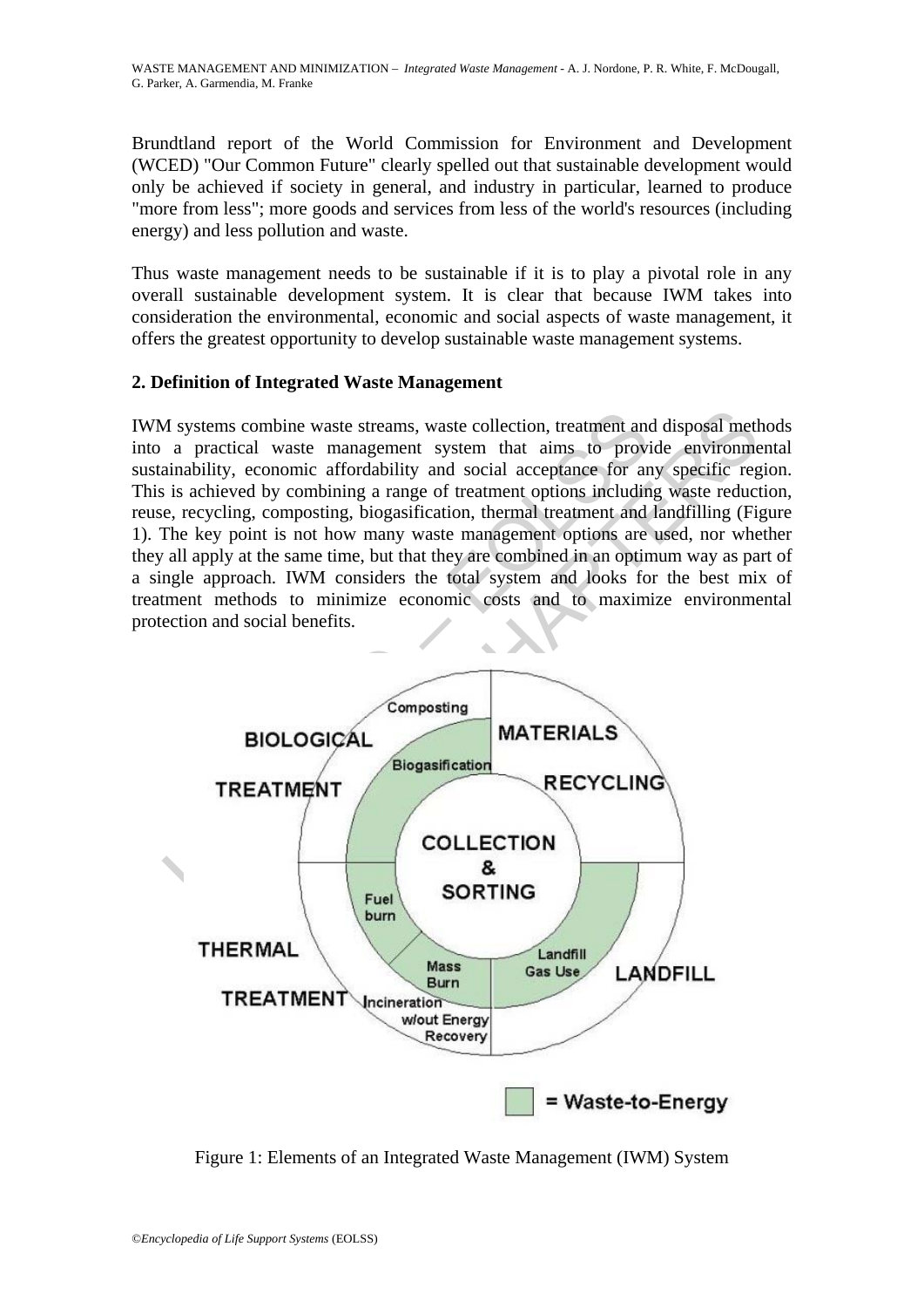Brundtland report of the World Commission for Environment and Development (WCED) "Our Common Future" clearly spelled out that sustainable development would only be achieved if society in general, and industry in particular, learned to produce "more from less"; more goods and services from less of the world's resources (including energy) and less pollution and waste.

Thus waste management needs to be sustainable if it is to play a pivotal role in any overall sustainable development system. It is clear that because IWM takes into consideration the environmental, economic and social aspects of waste management, it offers the greatest opportunity to develop sustainable waste management systems.

## 2. Definition of Integrated Waste Management

IWM systems combine waste streams, waste collection, treatment and disposal methods into a practical waste management system that aims to provide environmental sustainability, economic affordability and social acceptance for any specific region. This is achieved by combining a range of treatment options including waste reduction, reuse, recycling, composting, biogasification, thermal treatment and landfilling (Figure 1). The key point is not how many waste management options are used, nor whether they all apply at the same time, but that they are combined in an optimum way as part of a single approach. IWM considers the total system and looks for the best mix of treatment methods to minimize economic costs and to maximize environmental protection and social benefits.

Figure 1: Elements of an Integrated Waste Management (IWM) System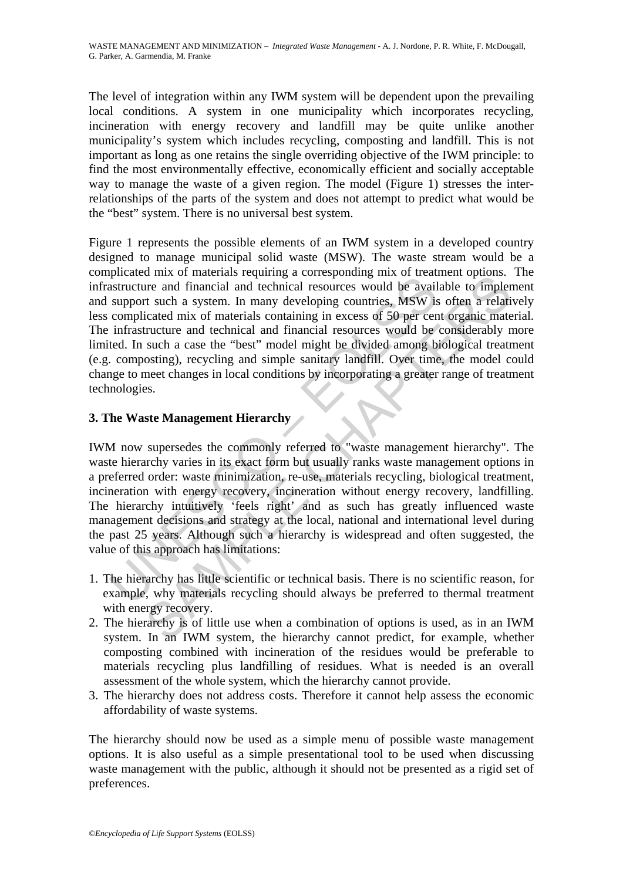The level of integration within any IWM system will be dependent upon the prevailing local conditions. A system in one municipality which incorporates recycling, incineration with energy recovery and landfill may be quite unlike another municipality's system which includes recycling, composting and landfill. This is not important as long as one retains the single overriding objective of the IWM principle: to find the most environmentally effective, economically efficient and socially acceptable way to manage the waste of a given region. The model (Figure 1) stresses the inter-relationships of the parts of the system and does not attempt to predict what would be the "best" system. There is no universal best system.

Figure 1 represents the possible elements of an IWM system in a developed country designed to manage municipal solid waste (MSW). The waste stream would be a complicated mix of materials requiring a corresponding mix of treatment options. The infrastructure and financial and technical resources would be available to implement and support such a system. In many developing countries, MSW is often a relatively less complicated mix of materials containing in excess of 50 per cent organic material. The infrastructure and technical and financial resources would be considerably more limited. In such a case the "best" model might be divided among biological treatment (e.g. composting), recycling and simple sanitary landfill. Over time, the model could change to meet changes in local conditions by incorporating a greater range of treatment technologies.

## 3. The Waste Management Hierarchy

IWM now supersedes the commonly referred to "waste management hierarchy". The waste hierarchy varies in its exact form but usually ranks waste management options in a preferred order: waste minimization, re-use, materials recycling, biological treatment, incineration with energy recovery, incineration without energy recovery, landfilling. The hierarchy intuitively 'feels right' and as such has greatly influenced waste management decisions and strategy at the local, national and international level during the past 25 years. Although such a hierarchy is widespread and often suggested, the value of this approach has limitations:

1. The hierarchy has little scientific or technical basis. There is no scientific reason, for example, why materials recycling should always be preferred to thermal treatment with energy recovery.
2. The hierarchy is of little use when a combination of options is used, as in an IWM system. In an IWM system, the hierarchy cannot predict, for example, whether composting combined with incineration of the residues would be preferable to materials recycling plus landfilling of residues. What is needed is an overall assessment of the whole system, which the hierarchy cannot provide.
3. The hierarchy does not address costs. Therefore it cannot help assess the economic affordability of waste systems.

The hierarchy should now be used as a simple menu of possible waste management options. It is also useful as a simple presentational tool to be used when discussing waste management with the public, although it should not be presented as a rigid set of preferences.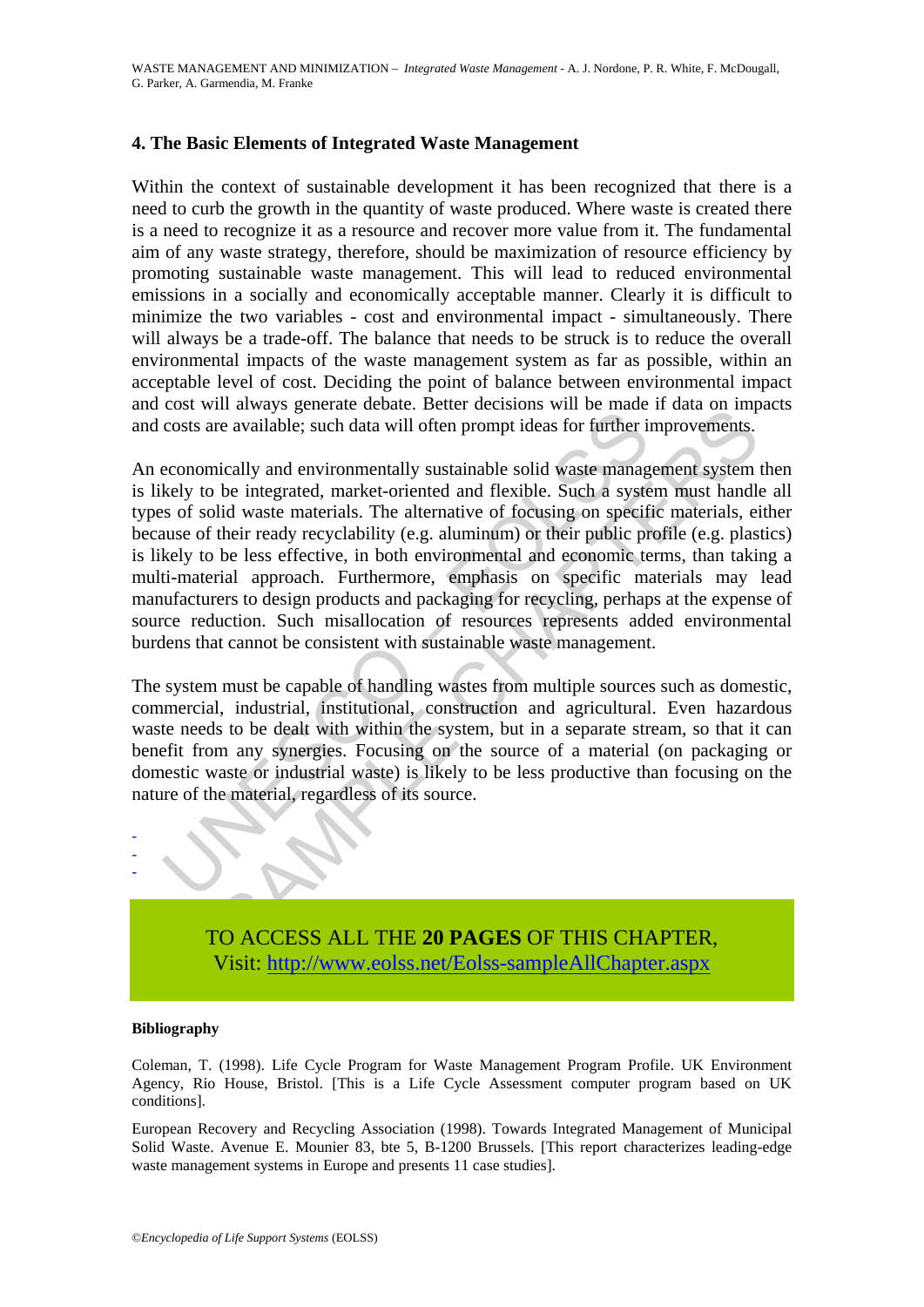## 4. The Basic Elements of Integrated Waste Management

Within the context of sustainable development it has been recognized that there is a need to curb the growth in the quantity of waste produced. Where waste is created there is a need to recognize it as a resource and recover more value from it. The fundamental aim of any waste strategy, therefore, should be maximization of resource efficiency by promoting sustainable waste management. This will lead to reduced environmental emissions in a socially and economically acceptable manner. Clearly it is difficult to minimize the two variables - cost and environmental impact - simultaneously. There will always be a trade-off. The balance that needs to be struck is to reduce the overall environmental impacts of the waste management system as far as possible, within an acceptable level of cost. Deciding the point of balance between environmental impact and cost will always generate debate. Better decisions will be made if data on impacts and costs are available; such data will often prompt ideas for further improvements.

An economically and environmentally sustainable solid waste management system then is likely to be integrated, market-oriented and flexible. Such a system must handle all types of solid waste materials. The alternative of focusing on specific materials, either because of their ready recyclability (e.g. aluminum) or their public profile (e.g. plastics) is likely to be less effective, in both environmental and economic terms, than taking a multi-material approach. Furthermore, emphasis on specific materials may lead manufacturers to design products and packaging for recycling, perhaps at the expense of source reduction. Such misallocation of resources represents added environmental burdens that cannot be consistent with sustainable waste management.

The system must be capable of handling wastes from multiple sources such as domestic, commercial, industrial, institutional, construction and agricultural. Even hazardous waste needs to be dealt with within the system, but in a separate stream, so that it can benefit from any synergies. Focusing on the source of a material (on packaging or domestic waste or industrial waste) is likely to be less productive than focusing on the nature of the material, regardless of its source.

-
-
-

TO ACCESS ALL THE **20 PAGES** OF THIS CHAPTER,
Visit: http://www.eolss.net/Eolss-sampleAllChapter.aspx

#### Bibliography

Coleman, T. (1998). Life Cycle Program for Waste Management Program Profile. UK Environment Agency, Rio House, Bristol. [This is a Life Cycle Assessment computer program based on UK conditions].

European Recovery and Recycling Association (1998). Towards Integrated Management of Municipal Solid Waste. Avenue E. Mounier 83, bte 5, B-1200 Brussels. [This report characterizes leading-edge waste management systems in Europe and presents 11 case studies].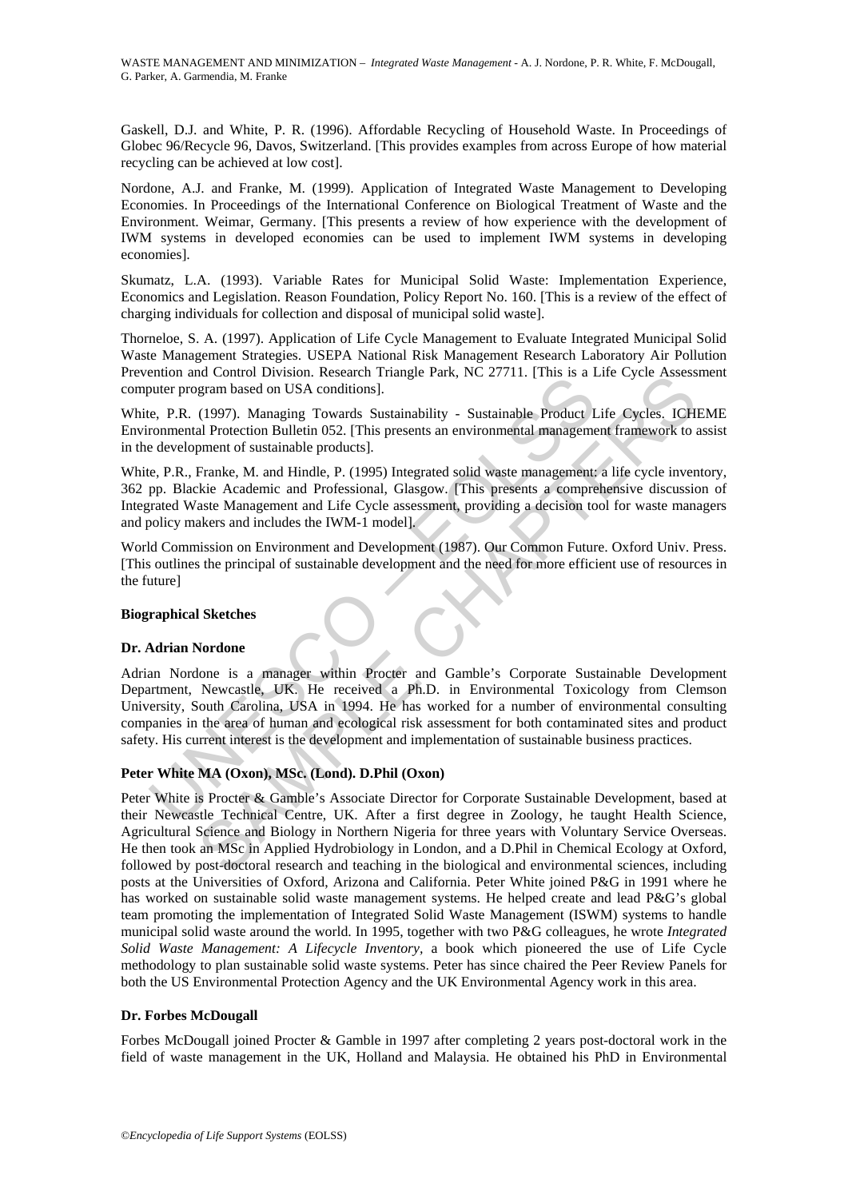Gaskell, D.J. and White, P. R. (1996). Affordable Recycling of Household Waste. In Proceedings of Globec 96/Recycle 96, Davos, Switzerland. [This provides examples from across Europe of how material recycling can be achieved at low cost].

Nordone, A.J. and Franke, M. (1999). Application of Integrated Waste Management to Developing Economies. In Proceedings of the International Conference on Biological Treatment of Waste and the Environment. Weimar, Germany. [This presents a review of how experience with the development of IWM systems in developed economies can be used to implement IWM systems in developing economies].

Skumatz, L.A. (1993). Variable Rates for Municipal Solid Waste: Implementation Experience, Economics and Legislation. Reason Foundation, Policy Report No. 160. [This is a review of the effect of charging individuals for collection and disposal of municipal solid waste].

Thorneloe, S. A. (1997). Application of Life Cycle Management to Evaluate Integrated Municipal Solid Waste Management Strategies. USEPA National Risk Management Research Laboratory Air Pollution Prevention and Control Division. Research Triangle Park, NC 27711. [This is a Life Cycle Assessment computer program based on USA conditions].

White, P.R. (1997). Managing Towards Sustainability - Sustainable Product Life Cycles. ICHEME Environmental Protection Bulletin 052. [This presents an environmental management framework to assist in the development of sustainable products].

White, P.R., Franke, M. and Hindle, P. (1995) Integrated solid waste management: a life cycle inventory, 362 pp. Blackie Academic and Professional, Glasgow. [This presents a comprehensive discussion of Integrated Waste Management and Life Cycle assessment, providing a decision tool for waste managers and policy makers and includes the IWM-1 model].

World Commission on Environment and Development (1987). Our Common Future. Oxford Univ. Press. [This outlines the principal of sustainable development and the need for more efficient use of resources in the future]

**Biographical Sketches**

**Dr. Adrian Nordone**

Adrian Nordone is a manager within Procter and Gamble's Corporate Sustainable Development Department, Newcastle, UK. He received a Ph.D. in Environmental Toxicology from Clemson University, South Carolina, USA in 1994. He has worked for a number of environmental consulting companies in the area of human and ecological risk assessment for both contaminated sites and product safety. His current interest is the development and implementation of sustainable business practices.

**Peter White MA (Oxon), MSc. (Lond). D.Phil (Oxon)**

Peter White is Procter & Gamble's Associate Director for Corporate Sustainable Development, based at their Newcastle Technical Centre, UK. After a first degree in Zoology, he taught Health Science, Agricultural Science and Biology in Northern Nigeria for three years with Voluntary Service Overseas. He then took an MSc in Applied Hydrobiology in London, and a D.Phil in Chemical Ecology at Oxford, followed by post-doctoral research and teaching in the biological and environmental sciences, including posts at the Universities of Oxford, Arizona and California. Peter White joined P&G in 1991 where he has worked on sustainable solid waste management systems. He helped create and lead P&G's global team promoting the implementation of Integrated Solid Waste Management (ISWM) systems to handle municipal solid waste around the world. In 1995, together with two P&G colleagues, he wrote *Integrated Solid Waste Management: A Lifecycle Inventory*, a book which pioneered the use of Life Cycle methodology to plan sustainable solid waste systems. Peter has since chaired the Peer Review Panels for both the US Environmental Protection Agency and the UK Environmental Agency work in this area.

**Dr. Forbes McDougall**

Forbes McDougall joined Procter & Gamble in 1997 after completing 2 years post-doctoral work in the field of waste management in the UK, Holland and Malaysia. He obtained his PhD in Environmental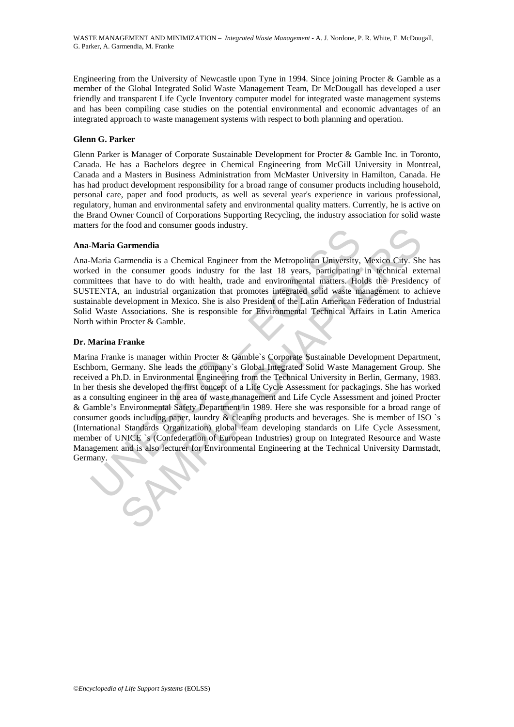Engineering from the University of Newcastle upon Tyne in 1994. Since joining Procter & Gamble as a member of the Global Integrated Solid Waste Management Team, Dr McDougall has developed a user friendly and transparent Life Cycle Inventory computer model for integrated waste management systems and has been compiling case studies on the potential environmental and economic advantages of an integrated approach to waste management systems with respect to both planning and operation.

**Glenn G. Parker**

Glenn Parker is Manager of Corporate Sustainable Development for Procter & Gamble Inc. in Toronto, Canada. He has a Bachelors degree in Chemical Engineering from McGill University in Montreal, Canada and a Masters in Business Administration from McMaster University in Hamilton, Canada. He has had product development responsibility for a broad range of consumer products including household, personal care, paper and food products, as well as several year's experience in various professional, regulatory, human and environmental safety and environmental quality matters. Currently, he is active on the Brand Owner Council of Corporations Supporting Recycling, the industry association for solid waste matters for the food and consumer goods industry.

**Ana-Maria Garmendia**

Ana-Maria Garmendia is a Chemical Engineer from the Metropolitan University, Mexico City. She has worked in the consumer goods industry for the last 18 years, participating in technical external committees that have to do with health, trade and environmental matters. Holds the Presidency of SUSTENTA, an industrial organization that promotes integrated solid waste management to achieve sustainable development in Mexico. She is also President of the Latin American Federation of Industrial Solid Waste Associations. She is responsible for Environmental Technical Affairs in Latin America North within Procter & Gamble.

**Dr. Marina Franke**

Marina Franke is manager within Procter & Gamble`s Corporate Sustainable Development Department, Eschborn, Germany. She leads the company`s Global Integrated Solid Waste Management Group. She received a Ph.D. in Environmental Engineering from the Technical University in Berlin, Germany, 1983. In her thesis she developed the first concept of a Life Cycle Assessment for packagings. She has worked as a consulting engineer in the area of waste management and Life Cycle Assessment and joined Procter & Gamble's Environmental Safety Department in 1989. Here she was responsible for a broad range of consumer goods including paper, laundry & cleaning products and beverages. She is member of ISO `s (International Standards Organization) global team developing standards on Life Cycle Assessment, member of UNICE `s (Confederation of European Industries) group on Integrated Resource and Waste Management and is also lecturer for Environmental Engineering at the Technical University Darmstadt, Germany.